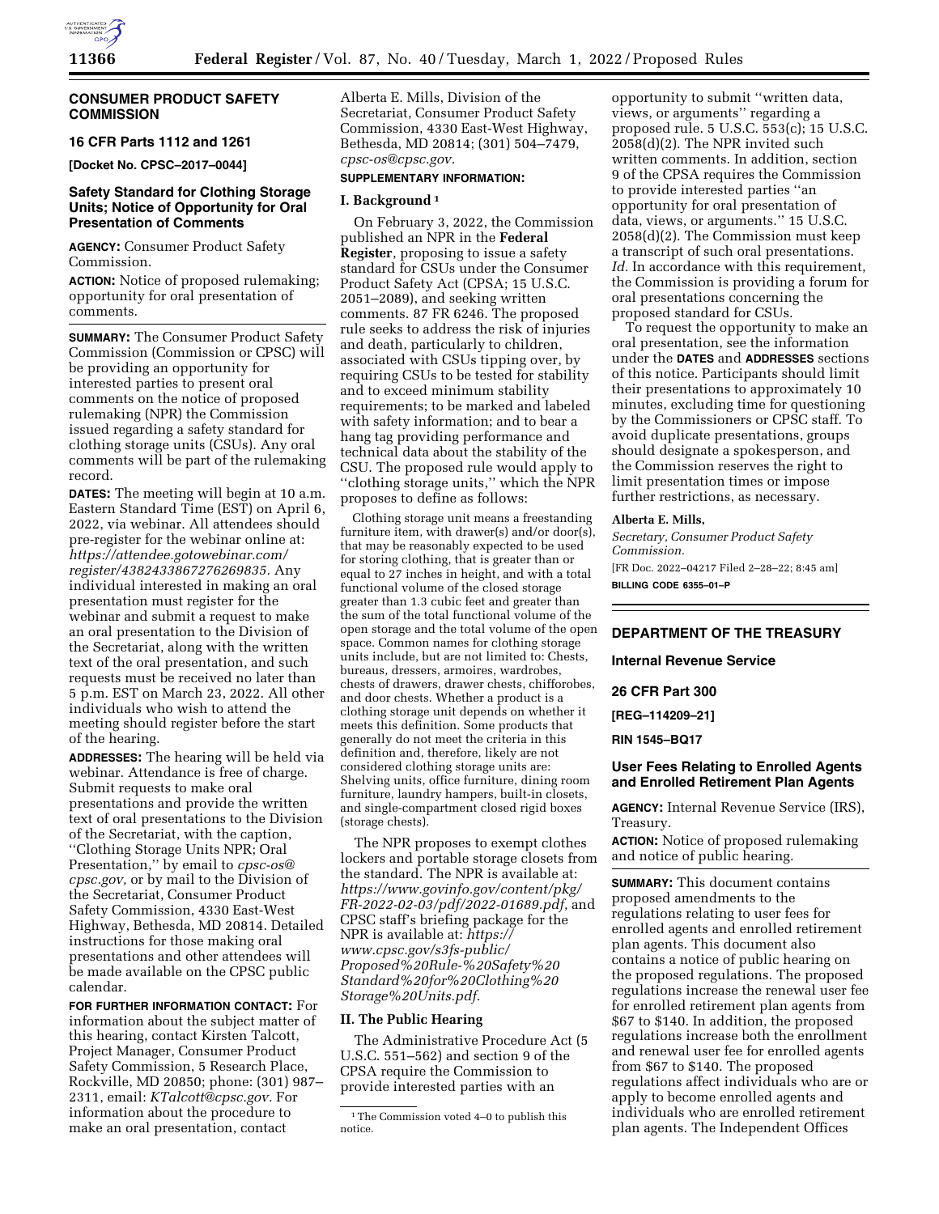## CONSUMER PRODUCT SAFETY COMMISSION

### 16 CFR Parts 1112 and 1261

**[Docket No. CPSC–2017–0044]**

### Safety Standard for Clothing Storage Units; Notice of Opportunity for Oral Presentation of Comments

**AGENCY:** Consumer Product Safety Commission.

**ACTION:** Notice of proposed rulemaking; opportunity for oral presentation of comments.

**SUMMARY:** The Consumer Product Safety Commission (Commission or CPSC) will be providing an opportunity for interested parties to present oral comments on the notice of proposed rulemaking (NPR) the Commission issued regarding a safety standard for clothing storage units (CSUs). Any oral comments will be part of the rulemaking record.

**DATES:** The meeting will begin at 10 a.m. Eastern Standard Time (EST) on April 6, 2022, via webinar. All attendees should pre-register for the webinar online at: *https://attendee.gotowebinar.com/register/4382433867276269835.* Any individual interested in making an oral presentation must register for the webinar and submit a request to make an oral presentation to the Division of the Secretariat, along with the written text of the oral presentation, and such requests must be received no later than 5 p.m. EST on March 23, 2022. All other individuals who wish to attend the meeting should register before the start of the hearing.

**ADDRESSES:** The hearing will be held via webinar. Attendance is free of charge. Submit requests to make oral presentations and provide the written text of oral presentations to the Division of the Secretariat, with the caption, ''Clothing Storage Units NPR; Oral Presentation,'' by email to *cpsc-os@cpsc.gov,* or by mail to the Division of the Secretariat, Consumer Product Safety Commission, 4330 East-West Highway, Bethesda, MD 20814. Detailed instructions for those making oral presentations and other attendees will be made available on the CPSC public calendar.

**FOR FURTHER INFORMATION CONTACT:** For information about the subject matter of this hearing, contact Kirsten Talcott, Project Manager, Consumer Product Safety Commission, 5 Research Place, Rockville, MD 20850; phone: (301) 987–2311, email: *KTalcott@cpsc.gov.* For information about the procedure to make an oral presentation, contact Alberta E. Mills, Division of the Secretariat, Consumer Product Safety Commission, 4330 East-West Highway, Bethesda, MD 20814; (301) 504–7479, *cpsc-os@cpsc.gov.*

**SUPPLEMENTARY INFORMATION:**

#### I. Background [1]

On February 3, 2022, the Commission published an NPR in the **Federal Register**, proposing to issue a safety standard for CSUs under the Consumer Product Safety Act (CPSA; 15 U.S.C. 2051–2089), and seeking written comments. 87 FR 6246. The proposed rule seeks to address the risk of injuries and death, particularly to children, associated with CSUs tipping over, by requiring CSUs to be tested for stability and to exceed minimum stability requirements; to be marked and labeled with safety information; and to bear a hang tag providing performance and technical data about the stability of the CSU. The proposed rule would apply to ''clothing storage units,'' which the NPR proposes to define as follows:

> Clothing storage unit means a freestanding furniture item, with drawer(s) and/or door(s), that may be reasonably expected to be used for storing clothing, that is greater than or equal to 27 inches in height, and with a total functional volume of the closed storage greater than 1.3 cubic feet and greater than the sum of the total functional volume of the open storage and the total volume of the open space. Common names for clothing storage units include, but are not limited to: Chests, bureaus, dressers, armoires, wardrobes, chests of drawers, drawer chests, chifforobes, and door chests. Whether a product is a clothing storage unit depends on whether it meets this definition. Some products that generally do not meet the criteria in this definition and, therefore, likely are not considered clothing storage units are: Shelving units, office furniture, dining room furniture, laundry hampers, built-in closets, and single-compartment closed rigid boxes (storage chests).

The NPR proposes to exempt clothes lockers and portable storage closets from the standard. The NPR is available at: *https://www.govinfo.gov/content/pkg/FR-2022-02-03/pdf/2022-01689.pdf,* and CPSC staff's briefing package for the NPR is available at: *https://www.cpsc.gov/s3fs-public/Proposed%20Rule-%20Safety%20Standard%20for%20Clothing%20Storage%20Units.pdf.*

#### II. The Public Hearing

The Administrative Procedure Act (5 U.S.C. 551–562) and section 9 of the CPSA require the Commission to provide interested parties with an opportunity to submit ''written data, views, or arguments'' regarding a proposed rule. 5 U.S.C. 553(c); 15 U.S.C. 2058(d)(2). The NPR invited such written comments. In addition, section 9 of the CPSA requires the Commission to provide interested parties ''an opportunity for oral presentation of data, views, or arguments.'' 15 U.S.C. 2058(d)(2). The Commission must keep a transcript of such oral presentations. *Id.* In accordance with this requirement, the Commission is providing a forum for oral presentations concerning the proposed standard for CSUs.

To request the opportunity to make an oral presentation, see the information under the **DATES** and **ADDRESSES** sections of this notice. Participants should limit their presentations to approximately 10 minutes, excluding time for questioning by the Commissioners or CPSC staff. To avoid duplicate presentations, groups should designate a spokesperson, and the Commission reserves the right to limit presentation times or impose further restrictions, as necessary.

**Alberta E. Mills,**

*Secretary, Consumer Product Safety Commission.*

[FR Doc. 2022–04217 Filed 2–28–22; 8:45 am]

**BILLING CODE 6355–01–P**

[1] The Commission voted 4–0 to publish this notice.

---

## DEPARTMENT OF THE TREASURY

### Internal Revenue Service

### 26 CFR Part 300

**[REG–114209–21]**

**RIN 1545–BQ17**

### User Fees Relating to Enrolled Agents and Enrolled Retirement Plan Agents

**AGENCY:** Internal Revenue Service (IRS), Treasury.

**ACTION:** Notice of proposed rulemaking and notice of public hearing.

**SUMMARY:** This document contains proposed amendments to the regulations relating to user fees for enrolled agents and enrolled retirement plan agents. This document also contains a notice of public hearing on the proposed regulations. The proposed regulations increase the renewal user fee for enrolled retirement plan agents from $67 to $140. In addition, the proposed regulations increase both the enrollment and renewal user fee for enrolled agents from $67 to $140. The proposed regulations affect individuals who are or apply to become enrolled agents and individuals who are enrolled retirement plan agents. The Independent Offices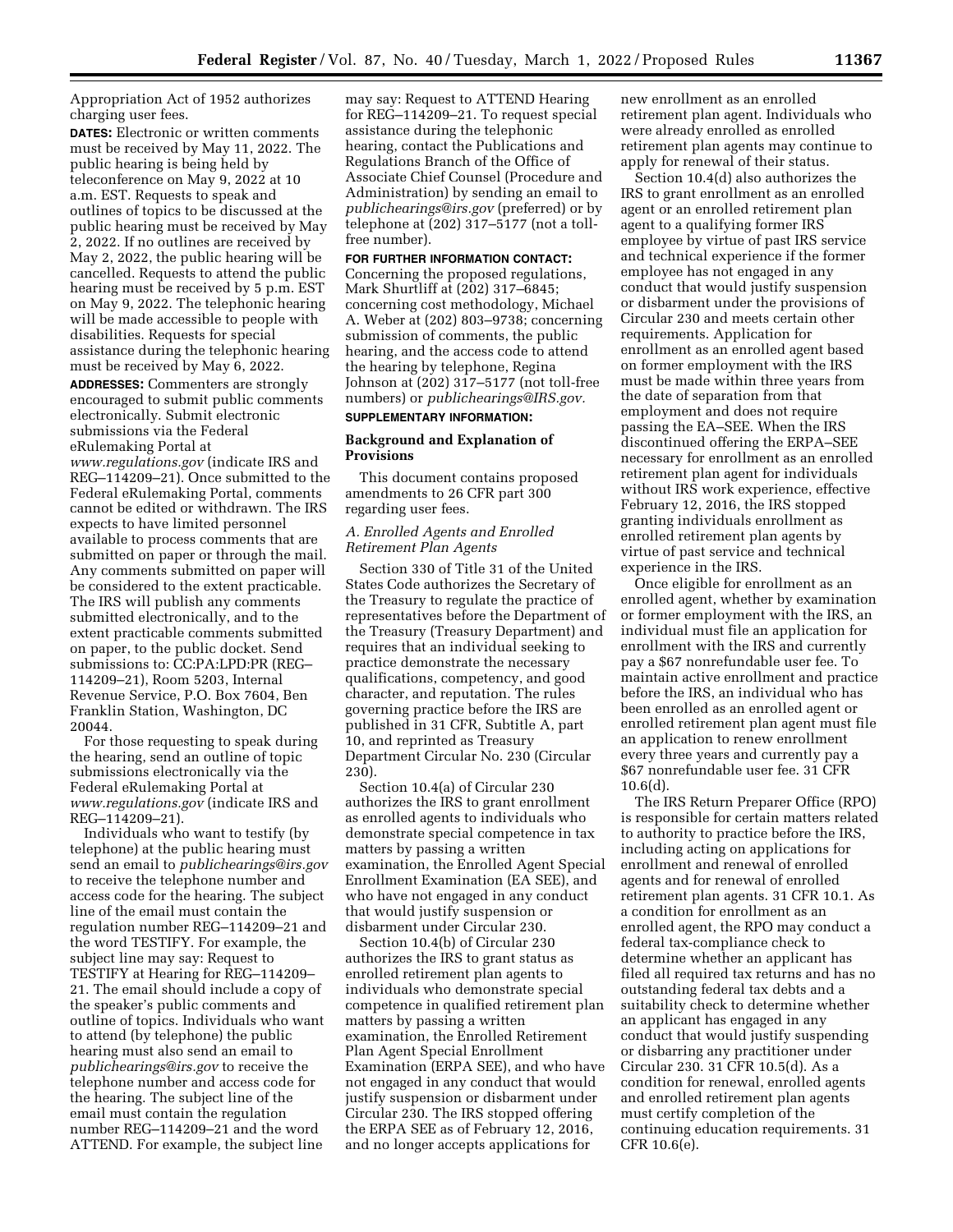Appropriation Act of 1952 authorizes charging user fees.

**DATES:** Electronic or written comments must be received by May 11, 2022. The public hearing is being held by teleconference on May 9, 2022 at 10 a.m. EST. Requests to speak and outlines of topics to be discussed at the public hearing must be received by May 2, 2022. If no outlines are received by May 2, 2022, the public hearing will be cancelled. Requests to attend the public hearing must be received by 5 p.m. EST on May 9, 2022. The telephonic hearing will be made accessible to people with disabilities. Requests for special assistance during the telephonic hearing must be received by May 6, 2022.

**ADDRESSES:** Commenters are strongly encouraged to submit public comments electronically. Submit electronic submissions via the Federal eRulemaking Portal at *www.regulations.gov* (indicate IRS and REG–114209–21). Once submitted to the Federal eRulemaking Portal, comments cannot be edited or withdrawn. The IRS expects to have limited personnel available to process comments that are submitted on paper or through the mail. Any comments submitted on paper will be considered to the extent practicable. The IRS will publish any comments submitted electronically, and to the extent practicable comments submitted on paper, to the public docket. Send submissions to: CC:PA:LPD:PR (REG–114209–21), Room 5203, Internal Revenue Service, P.O. Box 7604, Ben Franklin Station, Washington, DC 20044.

For those requesting to speak during the hearing, send an outline of topic submissions electronically via the Federal eRulemaking Portal at *www.regulations.gov* (indicate IRS and REG–114209–21).

Individuals who want to testify (by telephone) at the public hearing must send an email to *publichearings@irs.gov* to receive the telephone number and access code for the hearing. The subject line of the email must contain the regulation number REG–114209–21 and the word TESTIFY. For example, the subject line may say: Request to TESTIFY at Hearing for REG–114209–21. The email should include a copy of the speaker's public comments and outline of topics. Individuals who want to attend (by telephone) the public hearing must also send an email to *publichearings@irs.gov* to receive the telephone number and access code for the hearing. The subject line of the email must contain the regulation number REG–114209–21 and the word ATTEND. For example, the subject line may say: Request to ATTEND Hearing for REG–114209–21. To request special assistance during the telephonic hearing, contact the Publications and Regulations Branch of the Office of Associate Chief Counsel (Procedure and Administration) by sending an email to *publichearings@irs.gov* (preferred) or by telephone at (202) 317–5177 (not a toll-free number).

**FOR FURTHER INFORMATION CONTACT:** Concerning the proposed regulations, Mark Shurtliff at (202) 317–6845; concerning cost methodology, Michael A. Weber at (202) 803–9738; concerning submission of comments, the public hearing, and the access code to attend the hearing by telephone, Regina Johnson at (202) 317–5177 (not toll-free numbers) or *publichearings@IRS.gov.*

**SUPPLEMENTARY INFORMATION:**

## Background and Explanation of Provisions

This document contains proposed amendments to 26 CFR part 300 regarding user fees.

### *A. Enrolled Agents and Enrolled Retirement Plan Agents*

Section 330 of Title 31 of the United States Code authorizes the Secretary of the Treasury to regulate the practice of representatives before the Department of the Treasury (Treasury Department) and requires that an individual seeking to practice demonstrate the necessary qualifications, competency, and good character, and reputation. The rules governing practice before the IRS are published in 31 CFR, Subtitle A, part 10, and reprinted as Treasury Department Circular No. 230 (Circular 230).

Section 10.4(a) of Circular 230 authorizes the IRS to grant enrollment as enrolled agents to individuals who demonstrate special competence in tax matters by passing a written examination, the Enrolled Agent Special Enrollment Examination (EA SEE), and who have not engaged in any conduct that would justify suspension or disbarment under Circular 230.

Section 10.4(b) of Circular 230 authorizes the IRS to grant status as enrolled retirement plan agents to individuals who demonstrate special competence in qualified retirement plan matters by passing a written examination, the Enrolled Retirement Plan Agent Special Enrollment Examination (ERPA SEE), and who have not engaged in any conduct that would justify suspension or disbarment under Circular 230. The IRS stopped offering the ERPA SEE as of February 12, 2016, and no longer accepts applications for new enrollment as an enrolled retirement plan agent. Individuals who were already enrolled as enrolled retirement plan agents may continue to apply for renewal of their status.

Section 10.4(d) also authorizes the IRS to grant enrollment as an enrolled agent or an enrolled retirement plan agent to a qualifying former IRS employee by virtue of past IRS service and technical experience if the former employee has not engaged in any conduct that would justify suspension or disbarment under the provisions of Circular 230 and meets certain other requirements. Application for enrollment as an enrolled agent based on former employment with the IRS must be made within three years from the date of separation from that employment and does not require passing the EA–SEE. When the IRS discontinued offering the ERPA–SEE necessary for enrollment as an enrolled retirement plan agent for individuals without IRS work experience, effective February 12, 2016, the IRS stopped granting individuals enrollment as enrolled retirement plan agents by virtue of past service and technical experience in the IRS.

Once eligible for enrollment as an enrolled agent, whether by examination or former employment with the IRS, an individual must file an application for enrollment with the IRS and currently pay a $67 nonrefundable user fee. To maintain active enrollment and practice before the IRS, an individual who has been enrolled as an enrolled agent or enrolled retirement plan agent must file an application to renew enrollment every three years and currently pay a $67 nonrefundable user fee. 31 CFR 10.6(d).

The IRS Return Preparer Office (RPO) is responsible for certain matters related to authority to practice before the IRS, including acting on applications for enrollment and renewal of enrolled agents and for renewal of enrolled retirement plan agents. 31 CFR 10.1. As a condition for enrollment as an enrolled agent, the RPO may conduct a federal tax-compliance check to determine whether an applicant has filed all required tax returns and has no outstanding federal tax debts and a suitability check to determine whether an applicant has engaged in any conduct that would justify suspending or disbarring any practitioner under Circular 230. 31 CFR 10.5(d). As a condition for renewal, enrolled agents and enrolled retirement plan agents must certify completion of the continuing education requirements. 31 CFR 10.6(e).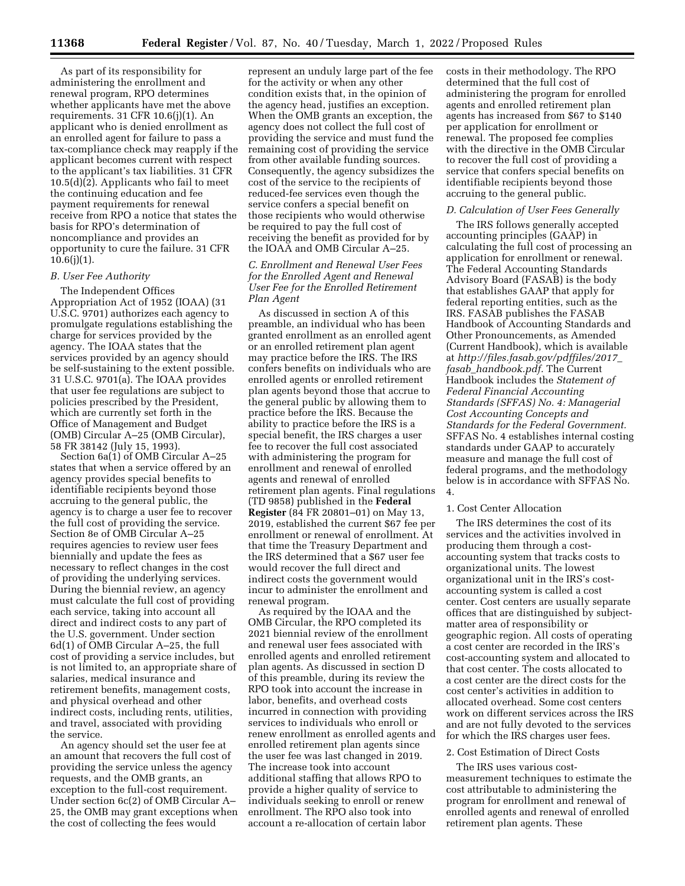As part of its responsibility for administering the enrollment and renewal program, RPO determines whether applicants have met the above requirements. 31 CFR 10.6(j)(1). An applicant who is denied enrollment as an enrolled agent for failure to pass a tax-compliance check may reapply if the applicant becomes current with respect to the applicant's tax liabilities. 31 CFR 10.5(d)(2). Applicants who fail to meet the continuing education and fee payment requirements for renewal receive from RPO a notice that states the basis for RPO's determination of noncompliance and provides an opportunity to cure the failure. 31 CFR 10.6(j)(1).

*B. User Fee Authority*

The Independent Offices Appropriation Act of 1952 (IOAA) (31 U.S.C. 9701) authorizes each agency to promulgate regulations establishing the charge for services provided by the agency. The IOAA states that the services provided by an agency should be self-sustaining to the extent possible. 31 U.S.C. 9701(a). The IOAA provides that user fee regulations are subject to policies prescribed by the President, which are currently set forth in the Office of Management and Budget (OMB) Circular A–25 (OMB Circular), 58 FR 38142 (July 15, 1993).

Section 6a(1) of OMB Circular A–25 states that when a service offered by an agency provides special benefits to identifiable recipients beyond those accruing to the general public, the agency is to charge a user fee to recover the full cost of providing the service. Section 8e of OMB Circular A–25 requires agencies to review user fees biennially and update the fees as necessary to reflect changes in the cost of providing the underlying services. During the biennial review, an agency must calculate the full cost of providing each service, taking into account all direct and indirect costs to any part of the U.S. government. Under section 6d(1) of OMB Circular A–25, the full cost of providing a service includes, but is not limited to, an appropriate share of salaries, medical insurance and retirement benefits, management costs, and physical overhead and other indirect costs, including rents, utilities, and travel, associated with providing the service.

An agency should set the user fee at an amount that recovers the full cost of providing the service unless the agency requests, and the OMB grants, an exception to the full-cost requirement. Under section 6c(2) of OMB Circular A–25, the OMB may grant exceptions when the cost of collecting the fees would represent an unduly large part of the fee for the activity or when any other condition exists that, in the opinion of the agency head, justifies an exception. When the OMB grants an exception, the agency does not collect the full cost of providing the service and must fund the remaining cost of providing the service from other available funding sources. Consequently, the agency subsidizes the cost of the service to the recipients of reduced-fee services even though the service confers a special benefit on those recipients who would otherwise be required to pay the full cost of receiving the benefit as provided for by the IOAA and OMB Circular A–25.

*C. Enrollment and Renewal User Fees for the Enrolled Agent and Renewal User Fee for the Enrolled Retirement Plan Agent*

As discussed in section A of this preamble, an individual who has been granted enrollment as an enrolled agent or an enrolled retirement plan agent may practice before the IRS. The IRS confers benefits on individuals who are enrolled agents or enrolled retirement plan agents beyond those that accrue to the general public by allowing them to practice before the IRS. Because the ability to practice before the IRS is a special benefit, the IRS charges a user fee to recover the full cost associated with administering the program for enrollment and renewal of enrolled agents and renewal of enrolled retirement plan agents. Final regulations (TD 9858) published in the **Federal Register** (84 FR 20801–01) on May 13, 2019, established the current $67 fee per enrollment or renewal of enrollment. At that time the Treasury Department and the IRS determined that a $67 user fee would recover the full direct and indirect costs the government would incur to administer the enrollment and renewal program.

As required by the IOAA and the OMB Circular, the RPO completed its 2021 biennial review of the enrollment and renewal user fees associated with enrolled agents and enrolled retirement plan agents. As discussed in section D of this preamble, during its review the RPO took into account the increase in labor, benefits, and overhead costs incurred in connection with providing services to individuals who enroll or renew enrollment as enrolled agents and enrolled retirement plan agents since the user fee was last changed in 2019. The increase took into account additional staffing that allows RPO to provide a higher quality of service to individuals seeking to enroll or renew enrollment. The RPO also took into account a re-allocation of certain labor costs in their methodology. The RPO determined that the full cost of administering the program for enrolled agents and enrolled retirement plan agents has increased from $67 to $140 per application for enrollment or renewal. The proposed fee complies with the directive in the OMB Circular to recover the full cost of providing a service that confers special benefits on identifiable recipients beyond those accruing to the general public.

*D. Calculation of User Fees Generally*

The IRS follows generally accepted accounting principles (GAAP) in calculating the full cost of processing an application for enrollment or renewal. The Federal Accounting Standards Advisory Board (FASAB) is the body that establishes GAAP that apply for federal reporting entities, such as the IRS. FASAB publishes the FASAB Handbook of Accounting Standards and Other Pronouncements, as Amended (Current Handbook), which is available at *http://files.fasab.gov/pdffiles/2017_fasab_handbook.pdf.* The Current Handbook includes the *Statement of Federal Financial Accounting Standards (SFFAS) No. 4: Managerial Cost Accounting Concepts and Standards for the Federal Government.* SFFAS No. 4 establishes internal costing standards under GAAP to accurately measure and manage the full cost of federal programs, and the methodology below is in accordance with SFFAS No. 4.

1. Cost Center Allocation

The IRS determines the cost of its services and the activities involved in producing them through a cost-accounting system that tracks costs to organizational units. The lowest organizational unit in the IRS's cost-accounting system is called a cost center. Cost centers are usually separate offices that are distinguished by subject-matter area of responsibility or geographic region. All costs of operating a cost center are recorded in the IRS's cost-accounting system and allocated to that cost center. The costs allocated to a cost center are the direct costs for the cost center's activities in addition to allocated overhead. Some cost centers work on different services across the IRS and are not fully devoted to the services for which the IRS charges user fees.

2. Cost Estimation of Direct Costs

The IRS uses various cost-measurement techniques to estimate the cost attributable to administering the program for enrollment and renewal of enrolled agents and renewal of enrolled retirement plan agents. These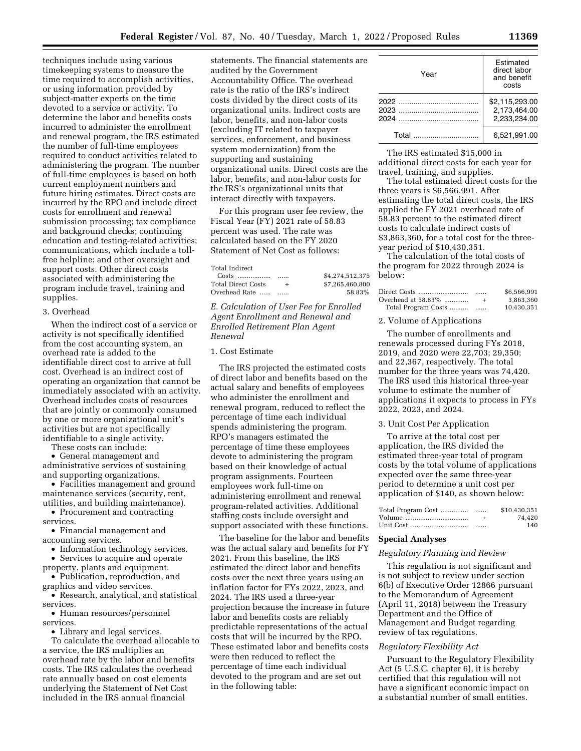techniques include using various timekeeping systems to measure the time required to accomplish activities, or using information provided by subject-matter experts on the time devoted to a service or activity. To determine the labor and benefits costs incurred to administer the enrollment and renewal program, the IRS estimated the number of full-time employees required to conduct activities related to administering the program. The number of full-time employees is based on both current employment numbers and future hiring estimates. Direct costs are incurred by the RPO and include direct costs for enrollment and renewal submission processing; tax compliance and background checks; continuing education and testing-related activities; communications, which include a toll-free helpline; and other oversight and support costs. Other direct costs associated with administering the program include travel, training and supplies.

3. Overhead

When the indirect cost of a service or activity is not specifically identified from the cost accounting system, an overhead rate is added to the identifiable direct cost to arrive at full cost. Overhead is an indirect cost of operating an organization that cannot be immediately associated with an activity. Overhead includes costs of resources that are jointly or commonly consumed by one or more organizational unit's activities but are not specifically identifiable to a single activity.

These costs can include:

- General management and administrative services of sustaining and supporting organizations.
- Facilities management and ground maintenance services (security, rent, utilities, and building maintenance).
- Procurement and contracting services.
- Financial management and accounting services.
- Information technology services.
- Services to acquire and operate property, plants and equipment.
- Publication, reproduction, and graphics and video services.
- Research, analytical, and statistical services.
- Human resources/personnel services.
- Library and legal services.

To calculate the overhead allocable to a service, the IRS multiplies an overhead rate by the labor and benefits costs. The IRS calculates the overhead rate annually based on cost elements underlying the Statement of Net Cost included in the IRS annual financial statements. The financial statements are audited by the Government Accountability Office. The overhead rate is the ratio of the IRS's indirect costs divided by the direct costs of its organizational units. Indirect costs are labor, benefits, and non-labor costs (excluding IT related to taxpayer services, enforcement, and business system modernization) from the supporting and sustaining organizational units. Direct costs are the labor, benefits, and non-labor costs for the IRS's organizational units that interact directly with taxpayers.

For this program user fee review, the Fiscal Year (FY) 2021 rate of 58.83 percent was used. The rate was calculated based on the FY 2020 Statement of Net Cost as follows:

| | | |
|---|---|---|
| Total Indirect Costs | ...... | $4,274,512,375 |
| Total Direct Costs | ÷ | $7,265,460,800 |
| Overhead Rate | ...... | 58.83% |

*E. Calculation of User Fee for Enrolled Agent Enrollment and Renewal and Enrolled Retirement Plan Agent Renewal*

1. Cost Estimate

The IRS projected the estimated costs of direct labor and benefits based on the actual salary and benefits of employees who administer the enrollment and renewal program, reduced to reflect the percentage of time each individual spends administering the program. RPO's managers estimated the percentage of time these employees devote to administering the program based on their knowledge of actual program assignments. Fourteen employees work full-time on administering enrollment and renewal program-related activities. Additional staffing costs include oversight and support associated with these functions.

The baseline for the labor and benefits was the actual salary and benefits for FY 2021. From this baseline, the IRS estimated the direct labor and benefits costs over the next three years using an inflation factor for FYs 2022, 2023, and 2024. The IRS used a three-year projection because the increase in future labor and benefits costs are reliably predictable representations of the actual costs that will be incurred by the RPO. These estimated labor and benefits costs were then reduced to reflect the percentage of time each individual devoted to the program and are set out in the following table:

| Year | Estimated direct labor and benefit costs |
|---|---|
| 2022 | $2,115,293.00 |
| 2023 | 2,173,464.00 |
| 2024 | 2,233,234.00 |
| Total | 6,521,991.00 |

The IRS estimated $15,000 in additional direct costs for each year for travel, training, and supplies.

The total estimated direct costs for the three years is $6,566,991. After estimating the total direct costs, the IRS applied the FY 2021 overhead rate of 58.83 percent to the estimated direct costs to calculate indirect costs of $3,863,360, for a total cost for the three-year period of $10,430,351.

The calculation of the total costs of the program for 2022 through 2024 is below:

| | | |
|---|---|---|
| Direct Costs | ...... | $6,566,991 |
| Overhead at 58.83% | + | 3,863,360 |
| Total Program Costs | ...... | 10,430,351 |

2. Volume of Applications

The number of enrollments and renewals processed during FYs 2018, 2019, and 2020 were 22,703; 29,350; and 22,367, respectively. The total number for the three years was 74,420. The IRS used this historical three-year volume to estimate the number of applications it expects to process in FYs 2022, 2023, and 2024.

3. Unit Cost Per Application

To arrive at the total cost per application, the IRS divided the estimated three-year total of program costs by the total volume of applications expected over the same three-year period to determine a unit cost per application of $140, as shown below:

| | | |
|---|---|---|
| Total Program Cost | ...... | $10,430,351 |
| Volume | ÷ | 74,420 |
| Unit Cost | ...... | 140 |

## Special Analyses

*Regulatory Planning and Review*

This regulation is not significant and is not subject to review under section 6(b) of Executive Order 12866 pursuant to the Memorandum of Agreement (April 11, 2018) between the Treasury Department and the Office of Management and Budget regarding review of tax regulations.

*Regulatory Flexibility Act*

Pursuant to the Regulatory Flexibility Act (5 U.S.C. chapter 6), it is hereby certified that this regulation will not have a significant economic impact on a substantial number of small entities.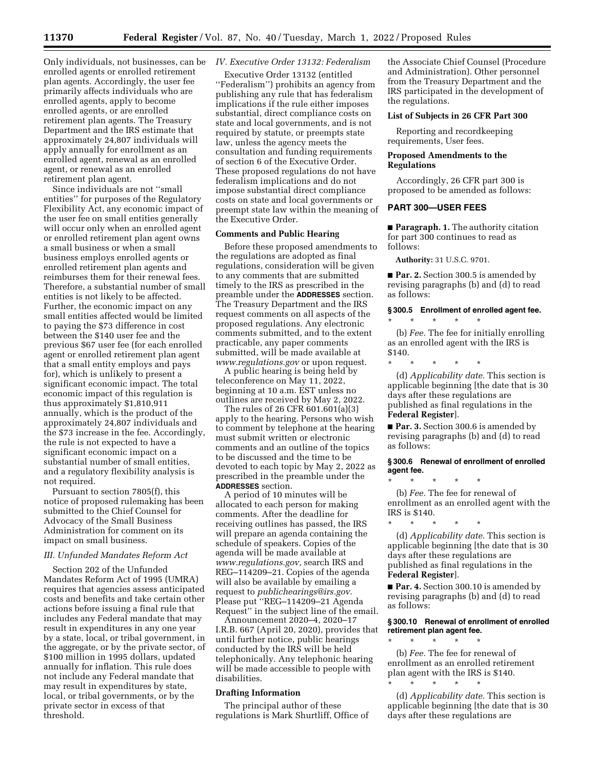Only individuals, not businesses, can be enrolled agents or enrolled retirement plan agents. Accordingly, the user fee primarily affects individuals who are enrolled agents, apply to become enrolled agents, or are enrolled retirement plan agents. The Treasury Department and the IRS estimate that approximately 24,807 individuals will apply annually for enrollment as an enrolled agent, renewal as an enrolled agent, or renewal as an enrolled retirement plan agent.

Since individuals are not ''small entities'' for purposes of the Regulatory Flexibility Act, any economic impact of the user fee on small entities generally will occur only when an enrolled agent or enrolled retirement plan agent owns a small business or when a small business employs enrolled agents or enrolled retirement plan agents and reimburses them for their renewal fees. Therefore, a substantial number of small entities is not likely to be affected. Further, the economic impact on any small entities affected would be limited to paying the $73 difference in cost between the $140 user fee and the previous $67 user fee (for each enrolled agent or enrolled retirement plan agent that a small entity employs and pays for), which is unlikely to present a significant economic impact. The total economic impact of this regulation is thus approximately $1,810,911 annually, which is the product of the approximately 24,807 individuals and the $73 increase in the fee. Accordingly, the rule is not expected to have a significant economic impact on a substantial number of small entities, and a regulatory flexibility analysis is not required.

Pursuant to section 7805(f), this notice of proposed rulemaking has been submitted to the Chief Counsel for Advocacy of the Small Business Administration for comment on its impact on small business.

### *III. Unfunded Mandates Reform Act*

Section 202 of the Unfunded Mandates Reform Act of 1995 (UMRA) requires that agencies assess anticipated costs and benefits and take certain other actions before issuing a final rule that includes any Federal mandate that may result in expenditures in any one year by a state, local, or tribal government, in the aggregate, or by the private sector, of $100 million in 1995 dollars, updated annually for inflation. This rule does not include any Federal mandate that may result in expenditures by state, local, or tribal governments, or by the private sector in excess of that threshold.

### *IV. Executive Order 13132: Federalism*

Executive Order 13132 (entitled ''Federalism'') prohibits an agency from publishing any rule that has federalism implications if the rule either imposes substantial, direct compliance costs on state and local governments, and is not required by statute, or preempts state law, unless the agency meets the consultation and funding requirements of section 6 of the Executive Order. These proposed regulations do not have federalism implications and do not impose substantial direct compliance costs on state and local governments or preempt state law within the meaning of the Executive Order.

## Comments and Public Hearing

Before these proposed amendments to the regulations are adopted as final regulations, consideration will be given to any comments that are submitted timely to the IRS as prescribed in the preamble under the **ADDRESSES** section. The Treasury Department and the IRS request comments on all aspects of the proposed regulations. Any electronic comments submitted, and to the extent practicable, any paper comments submitted, will be made available at *www.regulations.gov* or upon request.

A public hearing is being held by teleconference on May 11, 2022, beginning at 10 a.m. EST unless no outlines are received by May 2, 2022.

The rules of 26 CFR 601.601(a)(3) apply to the hearing. Persons who wish to comment by telephone at the hearing must submit written or electronic comments and an outline of the topics to be discussed and the time to be devoted to each topic by May 2, 2022 as prescribed in the preamble under the **ADDRESSES** section.

A period of 10 minutes will be allocated to each person for making comments. After the deadline for receiving outlines has passed, the IRS will prepare an agenda containing the schedule of speakers. Copies of the agenda will be made available at *www.regulations.gov,* search IRS and REG–114209–21. Copies of the agenda will also be available by emailing a request to *publichearings@irs.gov.* Please put ''REG–114209–21 Agenda Request'' in the subject line of the email.

Announcement 2020–4, 2020–17 I.R.B. 667 (April 20, 2020), provides that until further notice, public hearings conducted by the IRS will be held telephonically. Any telephonic hearing will be made accessible to people with disabilities.

## Drafting Information

The principal author of these regulations is Mark Shurtliff, Office of the Associate Chief Counsel (Procedure and Administration). Other personnel from the Treasury Department and the IRS participated in the development of the regulations.

## List of Subjects in 26 CFR Part 300

Reporting and recordkeeping requirements, User fees.

## Proposed Amendments to the Regulations

Accordingly, 26 CFR part 300 is proposed to be amended as follows:

## PART 300—USER FEES

■ **Paragraph. 1.** The authority citation for part 300 continues to read as follows:

**Authority:** 31 U.S.C. 9701.

■ **Par. 2.** Section 300.5 is amended by revising paragraphs (b) and (d) to read as follows:

### § 300.5 Enrollment of enrolled agent fee.

\* \* \* \* \*

(b) *Fee.* The fee for initially enrolling as an enrolled agent with the IRS is $140.

\* \* \* \* \*

(d) *Applicability date.* This section is applicable beginning [the date that is 30 days after these regulations are published as final regulations in the **Federal Register**].

■ **Par. 3.** Section 300.6 is amended by revising paragraphs (b) and (d) to read as follows:

### § 300.6 Renewal of enrollment of enrolled agent fee.

\* \* \* \* \*

(b) *Fee.* The fee for renewal of enrollment as an enrolled agent with the IRS is $140.

\* \* \* \* \*

(d) *Applicability date.* This section is applicable beginning [the date that is 30 days after these regulations are published as final regulations in the **Federal Register**].

■ **Par. 4.** Section 300.10 is amended by revising paragraphs (b) and (d) to read as follows:

### § 300.10 Renewal of enrollment of enrolled retirement plan agent fee.

\* \* \* \* \*

(b) *Fee.* The fee for renewal of enrollment as an enrolled retirement plan agent with the IRS is $140.

\* \* \* \* \*

(d) *Applicability date.* This section is applicable beginning [the date that is 30 days after these regulations are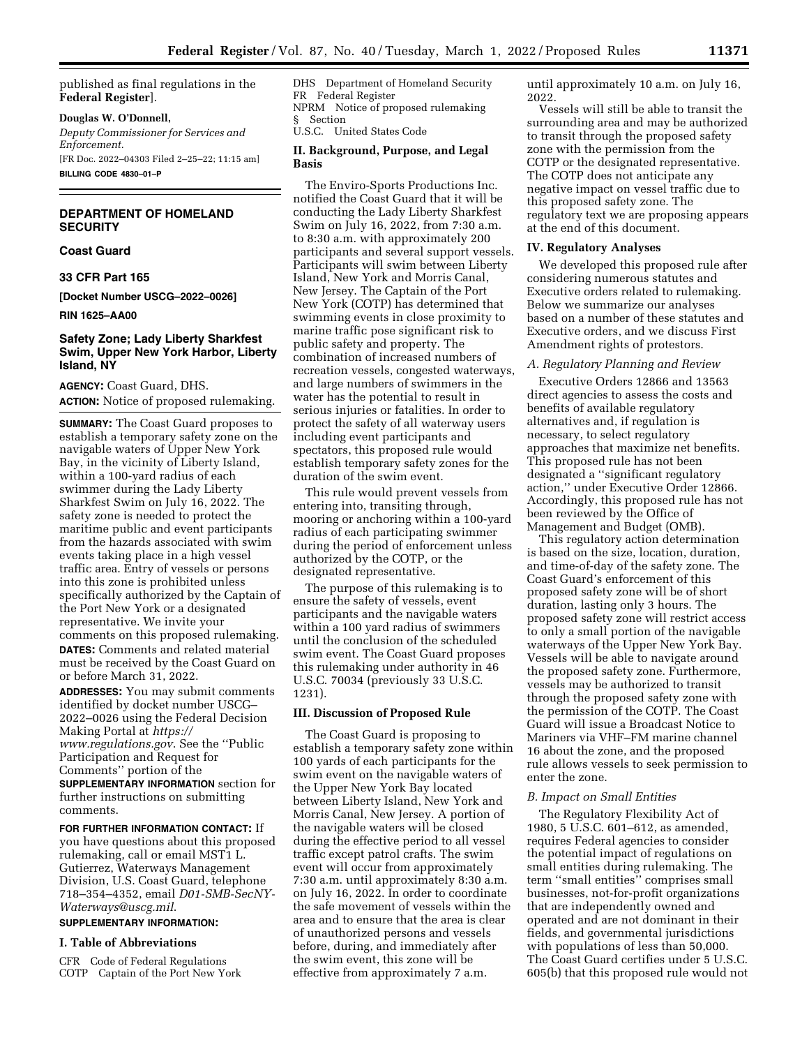published as final regulations in the **Federal Register**].

**Douglas W. O'Donnell,**

*Deputy Commissioner for Services and Enforcement.*

[FR Doc. 2022–04303 Filed 2–25–22; 11:15 am]

**BILLING CODE 4830–01–P**

## DEPARTMENT OF HOMELAND SECURITY

### Coast Guard

### 33 CFR Part 165

**[Docket Number USCG–2022–0026]**

**RIN 1625–AA00**

## Safety Zone; Lady Liberty Sharkfest Swim, Upper New York Harbor, Liberty Island, NY

**AGENCY:** Coast Guard, DHS.

**ACTION:** Notice of proposed rulemaking.

**SUMMARY:** The Coast Guard proposes to establish a temporary safety zone on the navigable waters of Upper New York Bay, in the vicinity of Liberty Island, within a 100-yard radius of each swimmer during the Lady Liberty Sharkfest Swim on July 16, 2022. The safety zone is needed to protect the maritime public and event participants from the hazards associated with swim events taking place in a high vessel traffic area. Entry of vessels or persons into this zone is prohibited unless specifically authorized by the Captain of the Port New York or a designated representative. We invite your comments on this proposed rulemaking.

**DATES:** Comments and related material must be received by the Coast Guard on or before March 31, 2022.

**ADDRESSES:** You may submit comments identified by docket number USCG–2022–0026 using the Federal Decision Making Portal at *https://www.regulations.gov*. See the "Public Participation and Request for Comments" portion of the **SUPPLEMENTARY INFORMATION** section for further instructions on submitting comments.

**FOR FURTHER INFORMATION CONTACT:** If you have questions about this proposed rulemaking, call or email MST1 L. Gutierrez, Waterways Management Division, U.S. Coast Guard, telephone 718–354–4352, email *D01-SMB-SecNY-Waterways@uscg.mil*.

**SUPPLEMENTARY INFORMATION:**

### I. Table of Abbreviations

CFR Code of Federal Regulations
COTP Captain of the Port New York
DHS Department of Homeland Security
FR Federal Register
NPRM Notice of proposed rulemaking
§ Section
U.S.C. United States Code

### II. Background, Purpose, and Legal Basis

The Enviro-Sports Productions Inc. notified the Coast Guard that it will be conducting the Lady Liberty Sharkfest Swim on July 16, 2022, from 7:30 a.m. to 8:30 a.m. with approximately 200 participants and several support vessels. Participants will swim between Liberty Island, New York and Morris Canal, New Jersey. The Captain of the Port New York (COTP) has determined that swimming events in close proximity to marine traffic pose significant risk to public safety and property. The combination of increased numbers of recreation vessels, congested waterways, and large numbers of swimmers in the water has the potential to result in serious injuries or fatalities. In order to protect the safety of all waterway users including event participants and spectators, this proposed rule would establish temporary safety zones for the duration of the swim event.

This rule would prevent vessels from entering into, transiting through, mooring or anchoring within a 100-yard radius of each participating swimmer during the period of enforcement unless authorized by the COTP, or the designated representative.

The purpose of this rulemaking is to ensure the safety of vessels, event participants and the navigable waters within a 100 yard radius of swimmers until the conclusion of the scheduled swim event. The Coast Guard proposes this rulemaking under authority in 46 U.S.C. 70034 (previously 33 U.S.C. 1231).

### III. Discussion of Proposed Rule

The Coast Guard is proposing to establish a temporary safety zone within 100 yards of each participants for the swim event on the navigable waters of the Upper New York Bay located between Liberty Island, New York and Morris Canal, New Jersey. A portion of the navigable waters will be closed during the effective period to all vessel traffic except patrol crafts. The swim event will occur from approximately 7:30 a.m. until approximately 8:30 a.m. on July 16, 2022. In order to coordinate the safe movement of vessels within the area and to ensure that the area is clear of unauthorized persons and vessels before, during, and immediately after the swim event, this zone will be effective from approximately 7 a.m. until approximately 10 a.m. on July 16, 2022.

Vessels will still be able to transit the surrounding area and may be authorized to transit through the proposed safety zone with the permission from the COTP or the designated representative. The COTP does not anticipate any negative impact on vessel traffic due to this proposed safety zone. The regulatory text we are proposing appears at the end of this document.

### IV. Regulatory Analyses

We developed this proposed rule after considering numerous statutes and Executive orders related to rulemaking. Below we summarize our analyses based on a number of these statutes and Executive orders, and we discuss First Amendment rights of protestors.

#### *A. Regulatory Planning and Review*

Executive Orders 12866 and 13563 direct agencies to assess the costs and benefits of available regulatory alternatives and, if regulation is necessary, to select regulatory approaches that maximize net benefits. This proposed rule has not been designated a "significant regulatory action," under Executive Order 12866. Accordingly, this proposed rule has not been reviewed by the Office of Management and Budget (OMB).

This regulatory action determination is based on the size, location, duration, and time-of-day of the safety zone. The Coast Guard's enforcement of this proposed safety zone will be of short duration, lasting only 3 hours. The proposed safety zone will restrict access to only a small portion of the navigable waterways of the Upper New York Bay. Vessels will be able to navigate around the proposed safety zone. Furthermore, vessels may be authorized to transit through the proposed safety zone with the permission of the COTP. The Coast Guard will issue a Broadcast Notice to Mariners via VHF–FM marine channel 16 about the zone, and the proposed rule allows vessels to seek permission to enter the zone.

#### *B. Impact on Small Entities*

The Regulatory Flexibility Act of 1980, 5 U.S.C. 601–612, as amended, requires Federal agencies to consider the potential impact of regulations on small entities during rulemaking. The term "small entities" comprises small businesses, not-for-profit organizations that are independently owned and operated and are not dominant in their fields, and governmental jurisdictions with populations of less than 50,000. The Coast Guard certifies under 5 U.S.C. 605(b) that this proposed rule would not